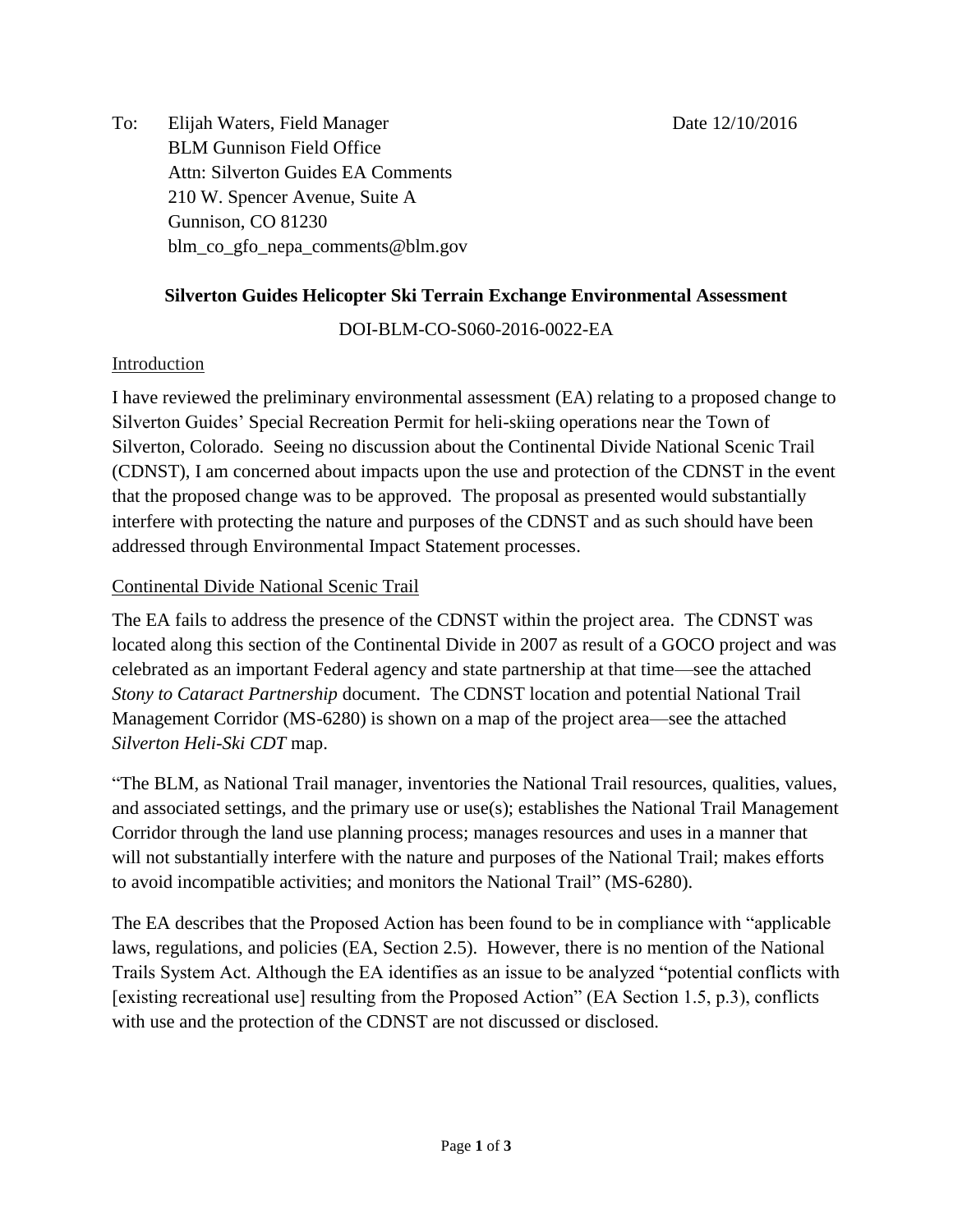To: Elijah Waters, Field Manager
BLM Gunnison Field Office
Attn: Silverton Guides EA Comments
210 W. Spencer Avenue, Suite A
Gunnison, CO 81230
blm_co_gfo_nepa_comments@blm.gov

Date 12/10/2016

**Silverton Guides Helicopter Ski Terrain Exchange Environmental Assessment**

DOI-BLM-CO-S060-2016-0022-EA

## Introduction

I have reviewed the preliminary environmental assessment (EA) relating to a proposed change to Silverton Guides' Special Recreation Permit for heli-skiing operations near the Town of Silverton, Colorado. Seeing no discussion about the Continental Divide National Scenic Trail (CDNST), I am concerned about impacts upon the use and protection of the CDNST in the event that the proposed change was to be approved. The proposal as presented would substantially interfere with protecting the nature and purposes of the CDNST and as such should have been addressed through Environmental Impact Statement processes.

## Continental Divide National Scenic Trail

The EA fails to address the presence of the CDNST within the project area. The CDNST was located along this section of the Continental Divide in 2007 as result of a GOCO project and was celebrated as an important Federal agency and state partnership at that time—see the attached *Stony to Cataract Partnership* document. The CDNST location and potential National Trail Management Corridor (MS-6280) is shown on a map of the project area—see the attached *Silverton Heli-Ski CDT* map.

"The BLM, as National Trail manager, inventories the National Trail resources, qualities, values, and associated settings, and the primary use or use(s); establishes the National Trail Management Corridor through the land use planning process; manages resources and uses in a manner that will not substantially interfere with the nature and purposes of the National Trail; makes efforts to avoid incompatible activities; and monitors the National Trail" (MS-6280).

The EA describes that the Proposed Action has been found to be in compliance with "applicable laws, regulations, and policies (EA, Section 2.5). However, there is no mention of the National Trails System Act. Although the EA identifies as an issue to be analyzed "potential conflicts with [existing recreational use] resulting from the Proposed Action" (EA Section 1.5, p.3), conflicts with use and the protection of the CDNST are not discussed or disclosed.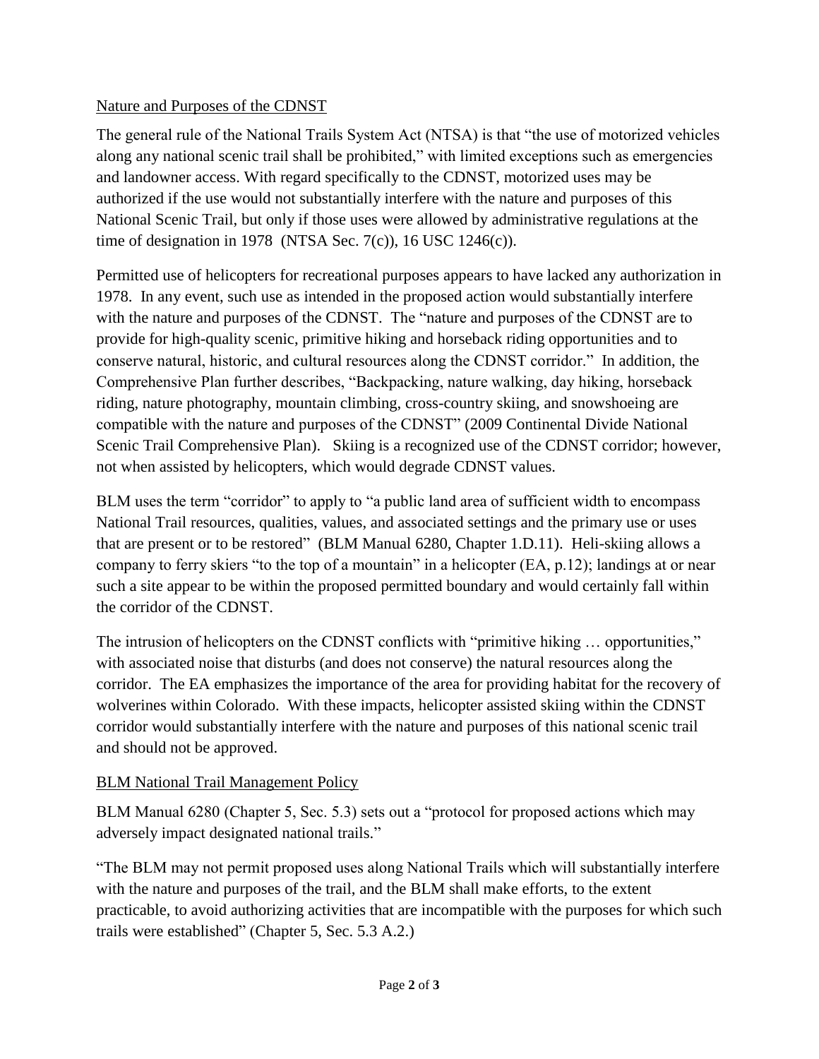## Nature and Purposes of the CDNST

The general rule of the National Trails System Act (NTSA) is that "the use of motorized vehicles along any national scenic trail shall be prohibited," with limited exceptions such as emergencies and landowner access. With regard specifically to the CDNST, motorized uses may be authorized if the use would not substantially interfere with the nature and purposes of this National Scenic Trail, but only if those uses were allowed by administrative regulations at the time of designation in 1978 (NTSA Sec. 7(c)), 16 USC 1246(c)).

Permitted use of helicopters for recreational purposes appears to have lacked any authorization in 1978. In any event, such use as intended in the proposed action would substantially interfere with the nature and purposes of the CDNST. The "nature and purposes of the CDNST are to provide for high-quality scenic, primitive hiking and horseback riding opportunities and to conserve natural, historic, and cultural resources along the CDNST corridor." In addition, the Comprehensive Plan further describes, "Backpacking, nature walking, day hiking, horseback riding, nature photography, mountain climbing, cross-country skiing, and snowshoeing are compatible with the nature and purposes of the CDNST" (2009 Continental Divide National Scenic Trail Comprehensive Plan). Skiing is a recognized use of the CDNST corridor; however, not when assisted by helicopters, which would degrade CDNST values.

BLM uses the term "corridor" to apply to "a public land area of sufficient width to encompass National Trail resources, qualities, values, and associated settings and the primary use or uses that are present or to be restored" (BLM Manual 6280, Chapter 1.D.11). Heli-skiing allows a company to ferry skiers "to the top of a mountain" in a helicopter (EA, p.12); landings at or near such a site appear to be within the proposed permitted boundary and would certainly fall within the corridor of the CDNST.

The intrusion of helicopters on the CDNST conflicts with "primitive hiking … opportunities," with associated noise that disturbs (and does not conserve) the natural resources along the corridor. The EA emphasizes the importance of the area for providing habitat for the recovery of wolverines within Colorado. With these impacts, helicopter assisted skiing within the CDNST corridor would substantially interfere with the nature and purposes of this national scenic trail and should not be approved.

## BLM National Trail Management Policy

BLM Manual 6280 (Chapter 5, Sec. 5.3) sets out a "protocol for proposed actions which may adversely impact designated national trails."

"The BLM may not permit proposed uses along National Trails which will substantially interfere with the nature and purposes of the trail, and the BLM shall make efforts, to the extent practicable, to avoid authorizing activities that are incompatible with the purposes for which such trails were established" (Chapter 5, Sec. 5.3 A.2.)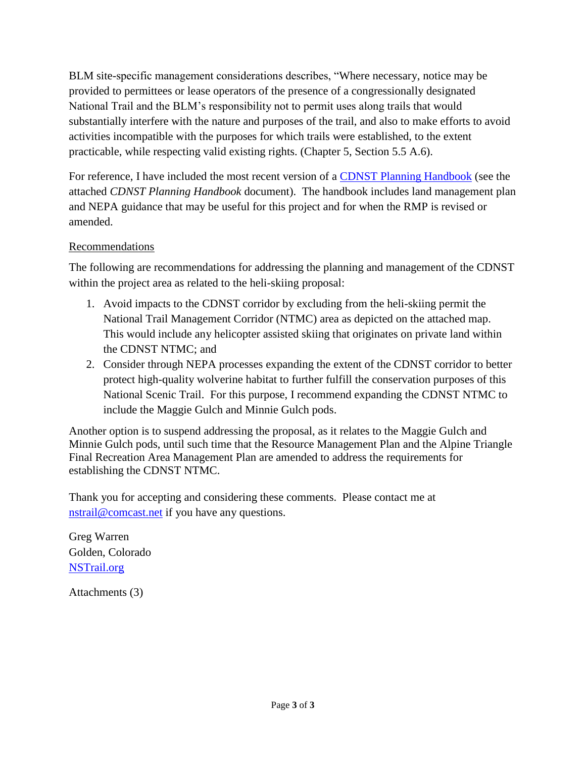BLM site-specific management considerations describes, "Where necessary, notice may be provided to permittees or lease operators of the presence of a congressionally designated National Trail and the BLM's responsibility not to permit uses along trails that would substantially interfere with the nature and purposes of the trail, and also to make efforts to avoid activities incompatible with the purposes for which trails were established, to the extent practicable, while respecting valid existing rights. (Chapter 5, Section 5.5 A.6).

For reference, I have included the most recent version of a CDNST Planning Handbook (see the attached *CDNST Planning Handbook* document). The handbook includes land management plan and NEPA guidance that may be useful for this project and for when the RMP is revised or amended.

<u>Recommendations</u>

The following are recommendations for addressing the planning and management of the CDNST within the project area as related to the heli-skiing proposal:

1. Avoid impacts to the CDNST corridor by excluding from the heli-skiing permit the National Trail Management Corridor (NTMC) area as depicted on the attached map. This would include any helicopter assisted skiing that originates on private land within the CDNST NTMC; and
2. Consider through NEPA processes expanding the extent of the CDNST corridor to better protect high-quality wolverine habitat to further fulfill the conservation purposes of this National Scenic Trail. For this purpose, I recommend expanding the CDNST NTMC to include the Maggie Gulch and Minnie Gulch pods.

Another option is to suspend addressing the proposal, as it relates to the Maggie Gulch and Minnie Gulch pods, until such time that the Resource Management Plan and the Alpine Triangle Final Recreation Area Management Plan are amended to address the requirements for establishing the CDNST NTMC.

Thank you for accepting and considering these comments. Please contact me at nstrail@comcast.net if you have any questions.

Greg Warren
Golden, Colorado
NSTrail.org

Attachments (3)